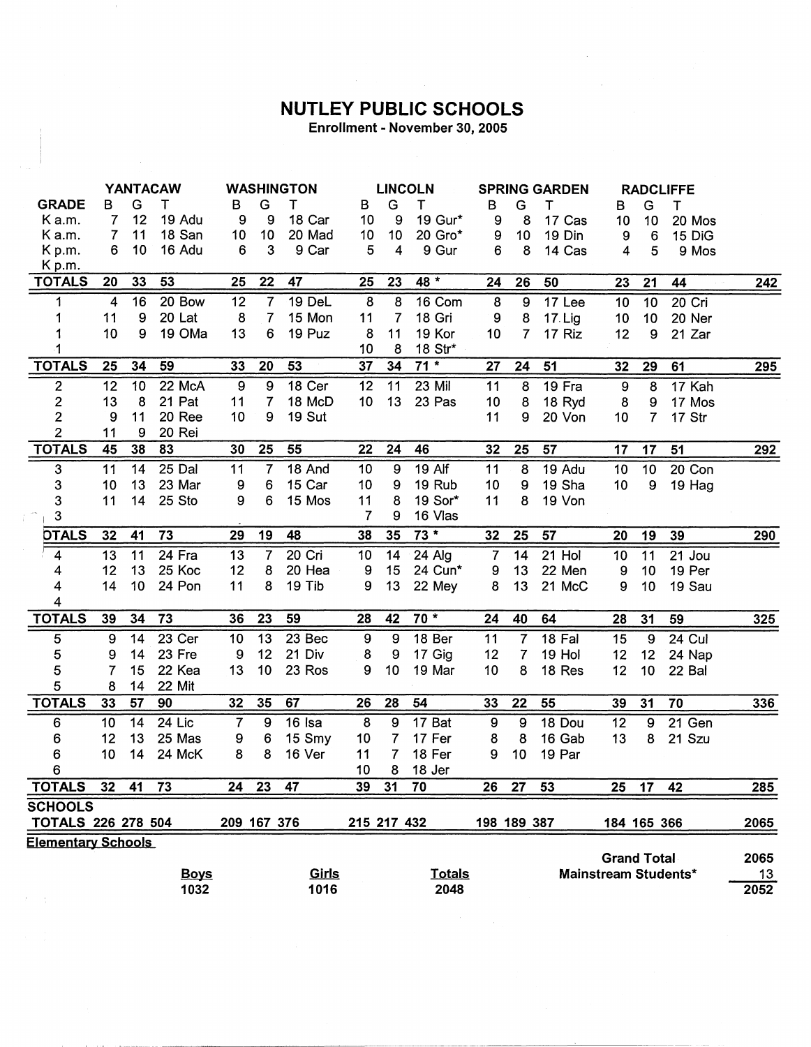# NUTLEY PUBLIC SCHOOLS

**Enrollment - November 30, 2005**

| GRADE | YANTACAW B | G | T | | WASHINGTON B | G | T | | LINCOLN B | G | T | | SPRING GARDEN B | G | T | | RADCLIFFE B | G | T | | |
|---|---|---|---|---|---|---|---|---|---|---|---|---|---|---|---|---|---|---|---|---|---|
| K a.m. | 7 | 12 | 19 | Adu | 9 | 9 | 18 | Car | 10 | 9 | 19 | Gur* | 9 | 8 | 17 | Cas | 10 | 10 | 20 | Mos | |
| K a.m. | 7 | 11 | 18 | San | 10 | 10 | 20 | Mad | 10 | 10 | 20 | Gro* | 9 | 10 | 19 | Din | 9 | 6 | 15 | DiG | |
| K p.m. | 6 | 10 | 16 | Adu | 6 | 3 | 9 | Car | 5 | 4 | 9 | Gur | 6 | 8 | 14 | Cas | 4 | 5 | 9 | Mos | |
| K p.m. | | | | | | | | | | | | | | | | | | | | | |
| **TOTALS** | **20** | **33** | **53** | | **25** | **22** | **47** | | **25** | **23** | **48 *** | | **24** | **26** | **50** | | **23** | **21** | **44** | | **242** |
| 1 | 4 | 16 | 20 | Bow | 12 | 7 | 19 | DeL | 8 | 8 | 16 | Com | 8 | 9 | 17 | Lee | 10 | 10 | 20 | Cri | |
| 1 | 11 | 9 | 20 | Lat | 8 | 7 | 15 | Mon | 11 | 7 | 18 | Gri | 9 | 8 | 17 | Lig | 10 | 10 | 20 | Ner | |
| 1 | 10 | 9 | 19 | OMa | 13 | 6 | 19 | Puz | 8 | 11 | 19 | Kor | 10 | 7 | 17 | Riz | 12 | 9 | 21 | Zar | |
| 1 | | | | | | | | | 10 | 8 | 18 | Str* | | | | | | | | | |
| **TOTALS** | **25** | **34** | **59** | | **33** | **20** | **53** | | **37** | **34** | **71 *** | | **27** | **24** | **51** | | **32** | **29** | **61** | | **295** |
| 2 | 12 | 10 | 22 | McA | 9 | 9 | 18 | Cer | 12 | 11 | 23 | Mil | 11 | 8 | 19 | Fra | 9 | 8 | 17 | Kah | |
| 2 | 13 | 8 | 21 | Pat | 11 | 7 | 18 | McD | 10 | 13 | 23 | Pas | 10 | 8 | 18 | Ryd | 8 | 9 | 17 | Mos | |
| 2 | 9 | 11 | 20 | Ree | 10 | 9 | 19 | Sut | | | | | 11 | 9 | 20 | Von | 10 | 7 | 17 | Str | |
| 2 | 11 | 9 | 20 | Rei | | | | | | | | | | | | | | | | | |
| **TOTALS** | **45** | **38** | **83** | | **30** | **25** | **55** | | **22** | **24** | **46** | | **32** | **25** | **57** | | **17** | **17** | **51** | | **292** |
| 3 | 11 | 14 | 25 | Dal | 11 | 7 | 18 | And | 10 | 9 | 19 | Alf | 11 | 8 | 19 | Adu | 10 | 10 | 20 | Con | |
| 3 | 10 | 13 | 23 | Mar | 9 | 6 | 15 | Car | 10 | 9 | 19 | Rub | 10 | 9 | 19 | Sha | 10 | 9 | 19 | Hag | |
| 3 | 11 | 14 | 25 | Sto | 9 | 6 | 15 | Mos | 11 | 8 | 19 | Sor* | 11 | 8 | 19 | Von | | | | | |
| 3 | | | | | | | | | 7 | 9 | 16 | Vlas | | | | | | | | | |
| **OTALS** | **32** | **41** | **73** | | **29** | **19** | **48** | | **38** | **35** | **73 *** | | **32** | **25** | **57** | | **20** | **19** | **39** | | **290** |
| 4 | 13 | 11 | 24 | Fra | 13 | 7 | 20 | Cri | 10 | 14 | 24 | Alg | 7 | 14 | 21 | Hol | 10 | 11 | 21 | Jou | |
| 4 | 12 | 13 | 25 | Koc | 12 | 8 | 20 | Hea | 9 | 15 | 24 | Cun* | 9 | 13 | 22 | Men | 9 | 10 | 19 | Per | |
| 4 | 14 | 10 | 24 | Pon | 11 | 8 | 19 | Tib | 9 | 13 | 22 | Mey | 8 | 13 | 21 | McC | 9 | 10 | 19 | Sau | |
| 4 | | | | | | | | | | | | | | | | | | | | | |
| **TOTALS** | **39** | **34** | **73** | | **36** | **23** | **59** | | **28** | **42** | **70 *** | | **24** | **40** | **64** | | **28** | **31** | **59** | | **325** |
| 5 | 9 | 14 | 23 | Cer | 10 | 13 | 23 | Bec | 9 | 9 | 18 | Ber | 11 | 7 | 18 | Fal | 15 | 9 | 24 | Cul | |
| 5 | 9 | 14 | 23 | Fre | 9 | 12 | 21 | Div | 8 | 9 | 17 | Gig | 12 | 7 | 19 | Hol | 12 | 12 | 24 | Nap | |
| 5 | 7 | 15 | 22 | Kea | 13 | 10 | 23 | Ros | 9 | 10 | 19 | Mar | 10 | 8 | 18 | Res | 12 | 10 | 22 | Bal | |
| 5 | 8 | 14 | 22 | Mit | | | | | | | | | | | | | | | | | |
| **TOTALS** | **33** | **57** | **90** | | **32** | **35** | **67** | | **26** | **28** | **54** | | **33** | **22** | **55** | | **39** | **31** | **70** | | **336** |
| 6 | 10 | 14 | 24 | Lic | 7 | 9 | 16 | Isa | 8 | 9 | 17 | Bat | 9 | 9 | 18 | Dou | 12 | 9 | 21 | Gen | |
| 6 | 12 | 13 | 25 | Mas | 9 | 6 | 15 | Smy | 10 | 7 | 17 | Fer | 8 | 8 | 16 | Gab | 13 | 8 | 21 | Szu | |
| 6 | 10 | 14 | 24 | McK | 8 | 8 | 16 | Ver | 11 | 7 | 18 | Fer | 9 | 10 | 19 | Par | | | | | |
| 6 | | | | | | | | | 10 | 8 | 18 | Jer | | | | | | | | | |
| **TOTALS** | **32** | **41** | **73** | | **24** | **23** | **47** | | **39** | **31** | **70** | | **26** | **27** | **53** | | **25** | **17** | **42** | | **285** |
| **SCHOOLS TOTALS** | **226** | **278** | **504** | | **209** | **167** | **376** | | **215** | **217** | **432** | | **198** | **189** | **387** | | **184** | **165** | **366** | | **2065** |

**Elementary Schools**

| Boys | Girls | Totals |
|---|---|---|
| 1032 | 1016 | 2048 |

| | |
|---|---|
| **Grand Total** | **2065** |
| **Mainstream Students*** | **13** |
| | **2052** |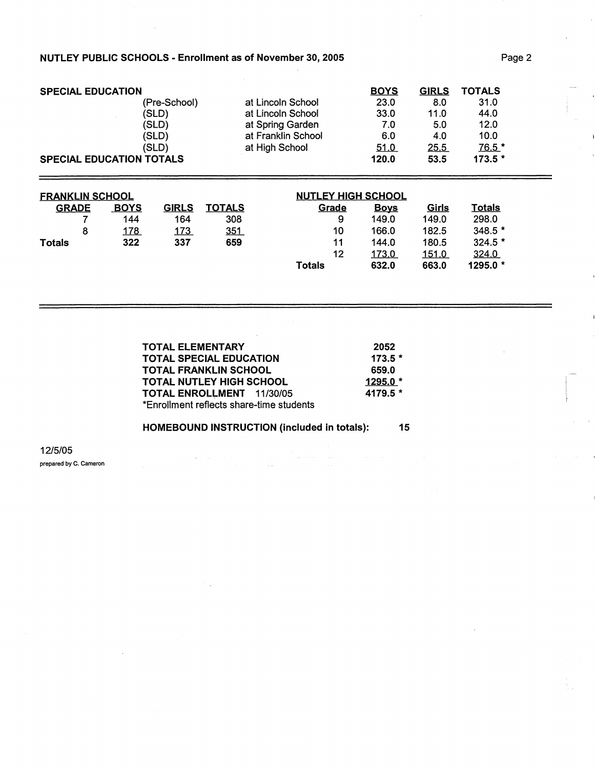## NUTLEY PUBLIC SCHOOLS - Enrollment as of November 30, 2005

| SPECIAL EDUCATION | | BOYS | GIRLS | TOTALS |
|---|---|---|---|---|
| (Pre-School) | at Lincoln School | 23.0 | 8.0 | 31.0 |
| (SLD) | at Lincoln School | 33.0 | 11.0 | 44.0 |
| (SLD) | at Spring Garden | 7.0 | 5.0 | 12.0 |
| (SLD) | at Franklin School | 6.0 | 4.0 | 10.0 |
| (SLD) | at High School | 51.0 | 25.5 | 76.5 * |
| **SPECIAL EDUCATION TOTALS** | | **120.0** | **53.5** | **173.5 *** |

**FRANKLIN SCHOOL**

| GRADE | BOYS | GIRLS | TOTALS |
|---|---|---|---|
| 7 | 144 | 164 | 308 |
| 8 | 178 | 173 | 351 |
| **Totals** | **322** | **337** | **659** |

**NUTLEY HIGH SCHOOL**

| Grade | Boys | Girls | Totals |
|---|---|---|---|
| 9 | 149.0 | 149.0 | 298.0 |
| 10 | 166.0 | 182.5 | 348.5 * |
| 11 | 144.0 | 180.5 | 324.5 * |
| 12 | 173.0 | 151.0 | 324.0 |
| **Totals** | **632.0** | **663.0** | **1295.0 *** |

| | |
|---|---|
| **TOTAL ELEMENTARY** | **2052** |
| **TOTAL SPECIAL EDUCATION** | **173.5 *** |
| **TOTAL FRANKLIN SCHOOL** | **659.0** |
| **TOTAL NUTLEY HIGH SCHOOL** | **1295.0 *** |
| **TOTAL ENROLLMENT** 11/30/05 | **4179.5 *** |

*Enrollment reflects share-time students

**HOMEBOUND INSTRUCTION (included in totals): 15**

12/5/05

prepared by C. Cameron